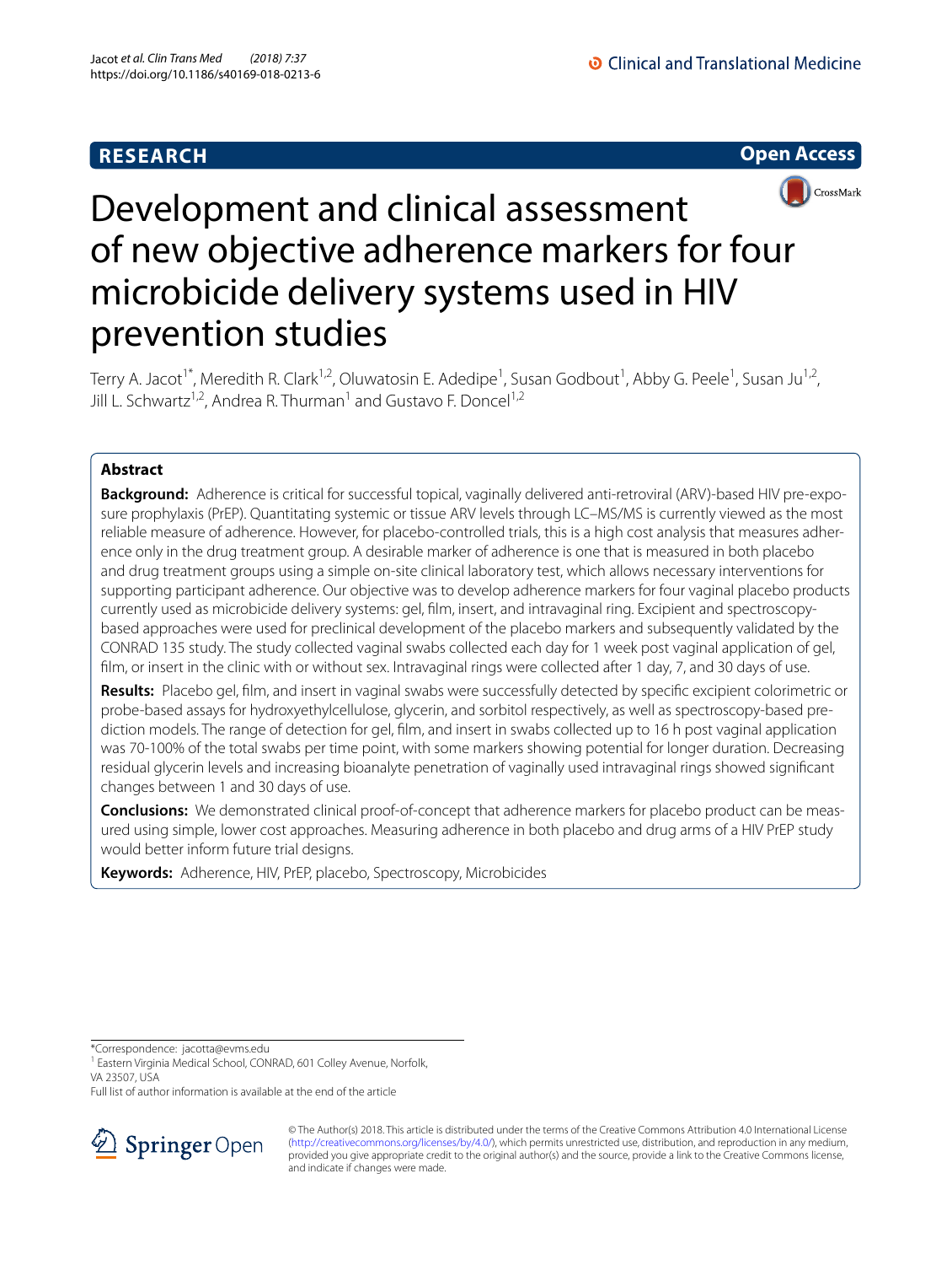RESEARCH

Open Access

# Development and clinical assessment of new objective adherence markers for four microbicide delivery systems used in HIV prevention studies

Terry A. Jacot[1*], Meredith R. Clark[1,2], Oluwatosin E. Adedipe[1], Susan Godbout[1], Abby G. Peele[1], Susan Ju[1,2], Jill L. Schwartz[1,2], Andrea R. Thurman[1] and Gustavo F. Doncel[1,2]

## Abstract

**Background:** Adherence is critical for successful topical, vaginally delivered anti-retroviral (ARV)-based HIV pre-exposure prophylaxis (PrEP). Quantitating systemic or tissue ARV levels through LC–MS/MS is currently viewed as the most reliable measure of adherence. However, for placebo-controlled trials, this is a high cost analysis that measures adherence only in the drug treatment group. A desirable marker of adherence is one that is measured in both placebo and drug treatment groups using a simple on-site clinical laboratory test, which allows necessary interventions for supporting participant adherence. Our objective was to develop adherence markers for four vaginal placebo products currently used as microbicide delivery systems: gel, film, insert, and intravaginal ring. Excipient and spectroscopy-based approaches were used for preclinical development of the placebo markers and subsequently validated by the CONRAD 135 study. The study collected vaginal swabs collected each day for 1 week post vaginal application of gel, film, or insert in the clinic with or without sex. Intravaginal rings were collected after 1 day, 7, and 30 days of use.

**Results:** Placebo gel, film, and insert in vaginal swabs were successfully detected by specific excipient colorimetric or probe-based assays for hydroxyethylcellulose, glycerin, and sorbitol respectively, as well as spectroscopy-based prediction models. The range of detection for gel, film, and insert in swabs collected up to 16 h post vaginal application was 70-100% of the total swabs per time point, with some markers showing potential for longer duration. Decreasing residual glycerin levels and increasing bioanalyte penetration of vaginally used intravaginal rings showed significant changes between 1 and 30 days of use.

**Conclusions:** We demonstrated clinical proof-of-concept that adherence markers for placebo product can be measured using simple, lower cost approaches. Measuring adherence in both placebo and drug arms of a HIV PrEP study would better inform future trial designs.

**Keywords:** Adherence, HIV, PrEP, placebo, Spectroscopy, Microbicides

*Correspondence: jacotta@evms.edu

[1] Eastern Virginia Medical School, CONRAD, 601 Colley Avenue, Norfolk, VA 23507, USA

Full list of author information is available at the end of the article

© The Author(s) 2018. This article is distributed under the terms of the Creative Commons Attribution 4.0 International License (http://creativecommons.org/licenses/by/4.0/), which permits unrestricted use, distribution, and reproduction in any medium, provided you give appropriate credit to the original author(s) and the source, provide a link to the Creative Commons license, and indicate if changes were made.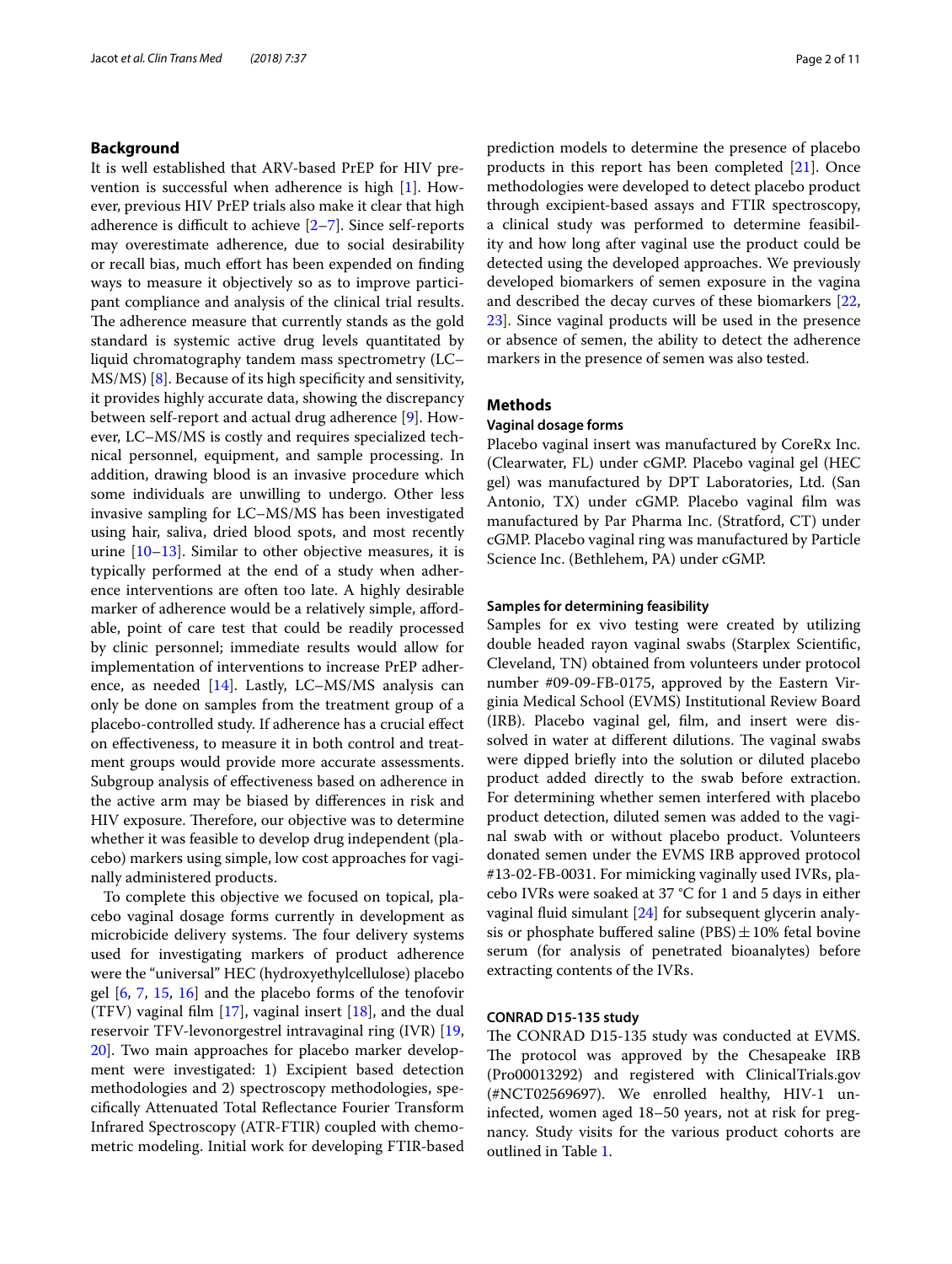## Background

It is well established that ARV-based PrEP for HIV prevention is successful when adherence is high [1]. However, previous HIV PrEP trials also make it clear that high adherence is difficult to achieve [2–7]. Since self-reports may overestimate adherence, due to social desirability or recall bias, much effort has been expended on finding ways to measure it objectively so as to improve participant compliance and analysis of the clinical trial results. The adherence measure that currently stands as the gold standard is systemic active drug levels quantitated by liquid chromatography tandem mass spectrometry (LC–MS/MS) [8]. Because of its high specificity and sensitivity, it provides highly accurate data, showing the discrepancy between self-report and actual drug adherence [9]. However, LC–MS/MS is costly and requires specialized technical personnel, equipment, and sample processing. In addition, drawing blood is an invasive procedure which some individuals are unwilling to undergo. Other less invasive sampling for LC–MS/MS has been investigated using hair, saliva, dried blood spots, and most recently urine [10–13]. Similar to other objective measures, it is typically performed at the end of a study when adherence interventions are often too late. A highly desirable marker of adherence would be a relatively simple, affordable, point of care test that could be readily processed by clinic personnel; immediate results would allow for implementation of interventions to increase PrEP adherence, as needed [14]. Lastly, LC–MS/MS analysis can only be done on samples from the treatment group of a placebo-controlled study. If adherence has a crucial effect on effectiveness, to measure it in both control and treatment groups would provide more accurate assessments. Subgroup analysis of effectiveness based on adherence in the active arm may be biased by differences in risk and HIV exposure. Therefore, our objective was to determine whether it was feasible to develop drug independent (placebo) markers using simple, low cost approaches for vaginally administered products.

To complete this objective we focused on topical, placebo vaginal dosage forms currently in development as microbicide delivery systems. The four delivery systems used for investigating markers of product adherence were the "universal" HEC (hydroxyethylcellulose) placebo gel [6, 7, 15, 16] and the placebo forms of the tenofovir (TFV) vaginal film [17], vaginal insert [18], and the dual reservoir TFV-levonorgestrel intravaginal ring (IVR) [19, 20]. Two main approaches for placebo marker development were investigated: 1) Excipient based detection methodologies and 2) spectroscopy methodologies, specifically Attenuated Total Reflectance Fourier Transform Infrared Spectroscopy (ATR-FTIR) coupled with chemometric modeling. Initial work for developing FTIR-based prediction models to determine the presence of placebo products in this report has been completed [21]. Once methodologies were developed to detect placebo product through excipient-based assays and FTIR spectroscopy, a clinical study was performed to determine feasibility and how long after vaginal use the product could be detected using the developed approaches. We previously developed biomarkers of semen exposure in the vagina and described the decay curves of these biomarkers [22, 23]. Since vaginal products will be used in the presence or absence of semen, the ability to detect the adherence markers in the presence of semen was also tested.

## Methods

### Vaginal dosage forms

Placebo vaginal insert was manufactured by CoreRx Inc. (Clearwater, FL) under cGMP. Placebo vaginal gel (HEC gel) was manufactured by DPT Laboratories, Ltd. (San Antonio, TX) under cGMP. Placebo vaginal film was manufactured by Par Pharma Inc. (Stratford, CT) under cGMP. Placebo vaginal ring was manufactured by Particle Science Inc. (Bethlehem, PA) under cGMP.

### Samples for determining feasibility

Samples for ex vivo testing were created by utilizing double headed rayon vaginal swabs (Starplex Scientific, Cleveland, TN) obtained from volunteers under protocol number #09-09-FB-0175, approved by the Eastern Virginia Medical School (EVMS) Institutional Review Board (IRB). Placebo vaginal gel, film, and insert were dissolved in water at different dilutions. The vaginal swabs were dipped briefly into the solution or diluted placebo product added directly to the swab before extraction. For determining whether semen interfered with placebo product detection, diluted semen was added to the vaginal swab with or without placebo product. Volunteers donated semen under the EVMS IRB approved protocol #13-02-FB-0031. For mimicking vaginally used IVRs, placebo IVRs were soaked at 37 °C for 1 and 5 days in either vaginal fluid simulant [24] for subsequent glycerin analysis or phosphate buffered saline (PBS) ± 10% fetal bovine serum (for analysis of penetrated bioanalytes) before extracting contents of the IVRs.

### CONRAD D15-135 study

The CONRAD D15-135 study was conducted at EVMS. The protocol was approved by the Chesapeake IRB (Pro00013292) and registered with ClinicalTrials.gov (#NCT02569697). We enrolled healthy, HIV-1 uninfected, women aged 18–50 years, not at risk for pregnancy. Study visits for the various product cohorts are outlined in Table 1.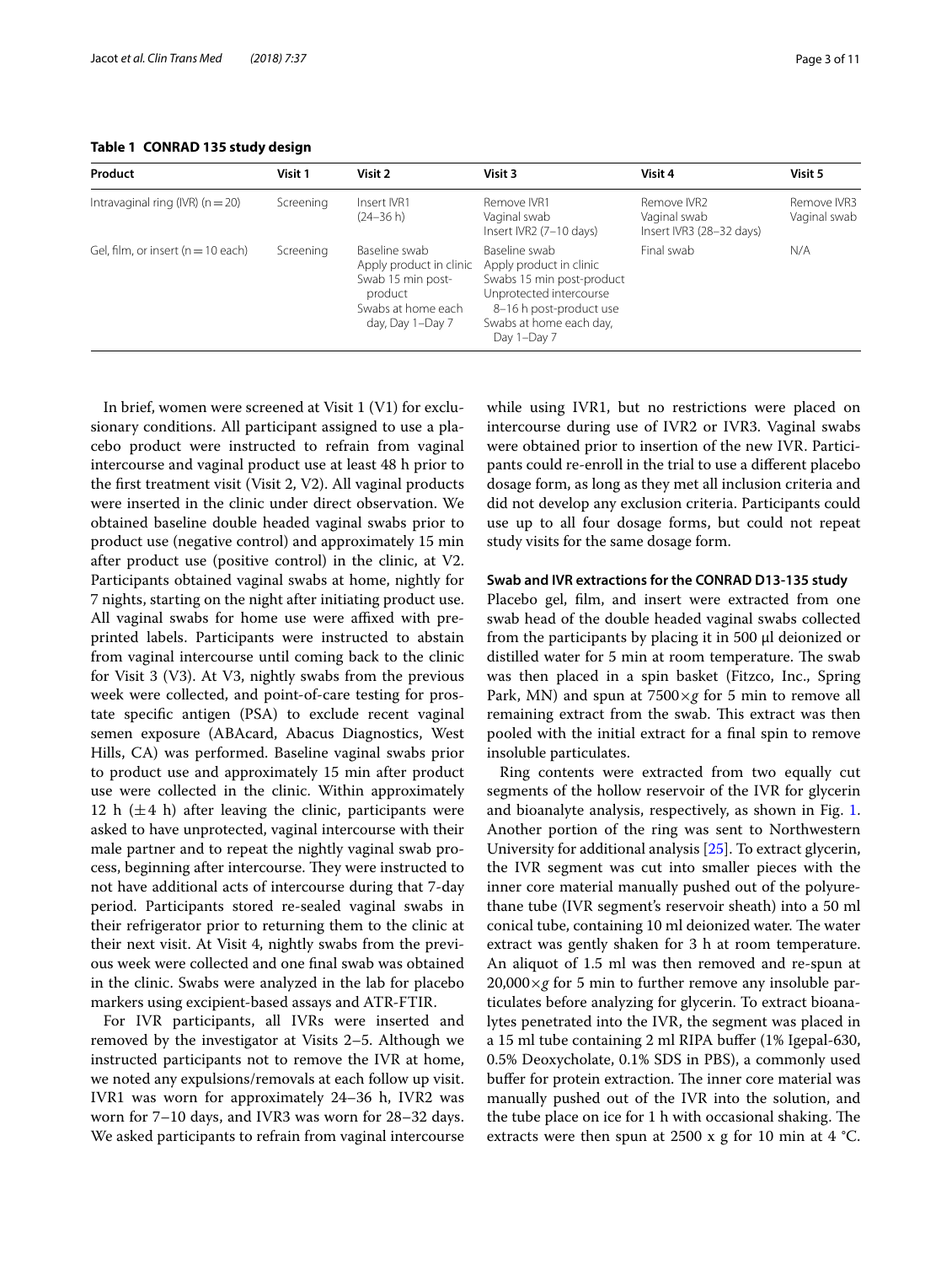**Table 1 CONRAD 135 study design**

| Product | Visit 1 | Visit 2 | Visit 3 | Visit 4 | Visit 5 |
|---|---|---|---|---|---|
| Intravaginal ring (IVR) (n = 20) | Screening | Insert IVR1 (24–36 h) | Remove IVR1 Vaginal swab Insert IVR2 (7–10 days) | Remove IVR2 Vaginal swab Insert IVR3 (28–32 days) | Remove IVR3 Vaginal swab |
| Gel, film, or insert (n = 10 each) | Screening | Baseline swab Apply product in clinic Swab 15 min post-product Swabs at home each day, Day 1–Day 7 | Baseline swab Apply product in clinic Swabs 15 min post-product Unprotected intercourse 8–16 h post-product use Swabs at home each day, Day 1–Day 7 | Final swab | N/A |

In brief, women were screened at Visit 1 (V1) for exclusionary conditions. All participant assigned to use a placebo product were instructed to refrain from vaginal intercourse and vaginal product use at least 48 h prior to the first treatment visit (Visit 2, V2). All vaginal products were inserted in the clinic under direct observation. We obtained baseline double headed vaginal swabs prior to product use (negative control) and approximately 15 min after product use (positive control) in the clinic, at V2. Participants obtained vaginal swabs at home, nightly for 7 nights, starting on the night after initiating product use. All vaginal swabs for home use were affixed with preprinted labels. Participants were instructed to abstain from vaginal intercourse until coming back to the clinic for Visit 3 (V3). At V3, nightly swabs from the previous week were collected, and point-of-care testing for prostate specific antigen (PSA) to exclude recent vaginal semen exposure (ABAcard, Abacus Diagnostics, West Hills, CA) was performed. Baseline vaginal swabs prior to product use and approximately 15 min after product use were collected in the clinic. Within approximately 12 h (±4 h) after leaving the clinic, participants were asked to have unprotected, vaginal intercourse with their male partner and to repeat the nightly vaginal swab process, beginning after intercourse. They were instructed to not have additional acts of intercourse during that 7-day period. Participants stored re-sealed vaginal swabs in their refrigerator prior to returning them to the clinic at their next visit. At Visit 4, nightly swabs from the previous week were collected and one final swab was obtained in the clinic. Swabs were analyzed in the lab for placebo markers using excipient-based assays and ATR-FTIR.

For IVR participants, all IVRs were inserted and removed by the investigator at Visits 2–5. Although we instructed participants not to remove the IVR at home, we noted any expulsions/removals at each follow up visit. IVR1 was worn for approximately 24–36 h, IVR2 was worn for 7–10 days, and IVR3 was worn for 28–32 days. We asked participants to refrain from vaginal intercourse while using IVR1, but no restrictions were placed on intercourse during use of IVR2 or IVR3. Vaginal swabs were obtained prior to insertion of the new IVR. Participants could re-enroll in the trial to use a different placebo dosage form, as long as they met all inclusion criteria and did not develop any exclusion criteria. Participants could use up to all four dosage forms, but could not repeat study visits for the same dosage form.

#### Swab and IVR extractions for the CONRAD D13-135 study

Placebo gel, film, and insert were extracted from one swab head of the double headed vaginal swabs collected from the participants by placing it in 500 μl deionized or distilled water for 5 min at room temperature. The swab was then placed in a spin basket (Fitzco, Inc., Spring Park, MN) and spun at 7500×*g* for 5 min to remove all remaining extract from the swab. This extract was then pooled with the initial extract for a final spin to remove insoluble particulates.

Ring contents were extracted from two equally cut segments of the hollow reservoir of the IVR for glycerin and bioanalyte analysis, respectively, as shown in Fig. 1. Another portion of the ring was sent to Northwestern University for additional analysis [25]. To extract glycerin, the IVR segment was cut into smaller pieces with the inner core material manually pushed out of the polyurethane tube (IVR segment's reservoir sheath) into a 50 ml conical tube, containing 10 ml deionized water. The water extract was gently shaken for 3 h at room temperature. An aliquot of 1.5 ml was then removed and re-spun at 20,000×*g* for 5 min to further remove any insoluble particulates before analyzing for glycerin. To extract bioanalytes penetrated into the IVR, the segment was placed in a 15 ml tube containing 2 ml RIPA buffer (1% Igepal-630, 0.5% Deoxycholate, 0.1% SDS in PBS), a commonly used buffer for protein extraction. The inner core material was manually pushed out of the IVR into the solution, and the tube place on ice for 1 h with occasional shaking. The extracts were then spun at 2500 x g for 10 min at 4 °C.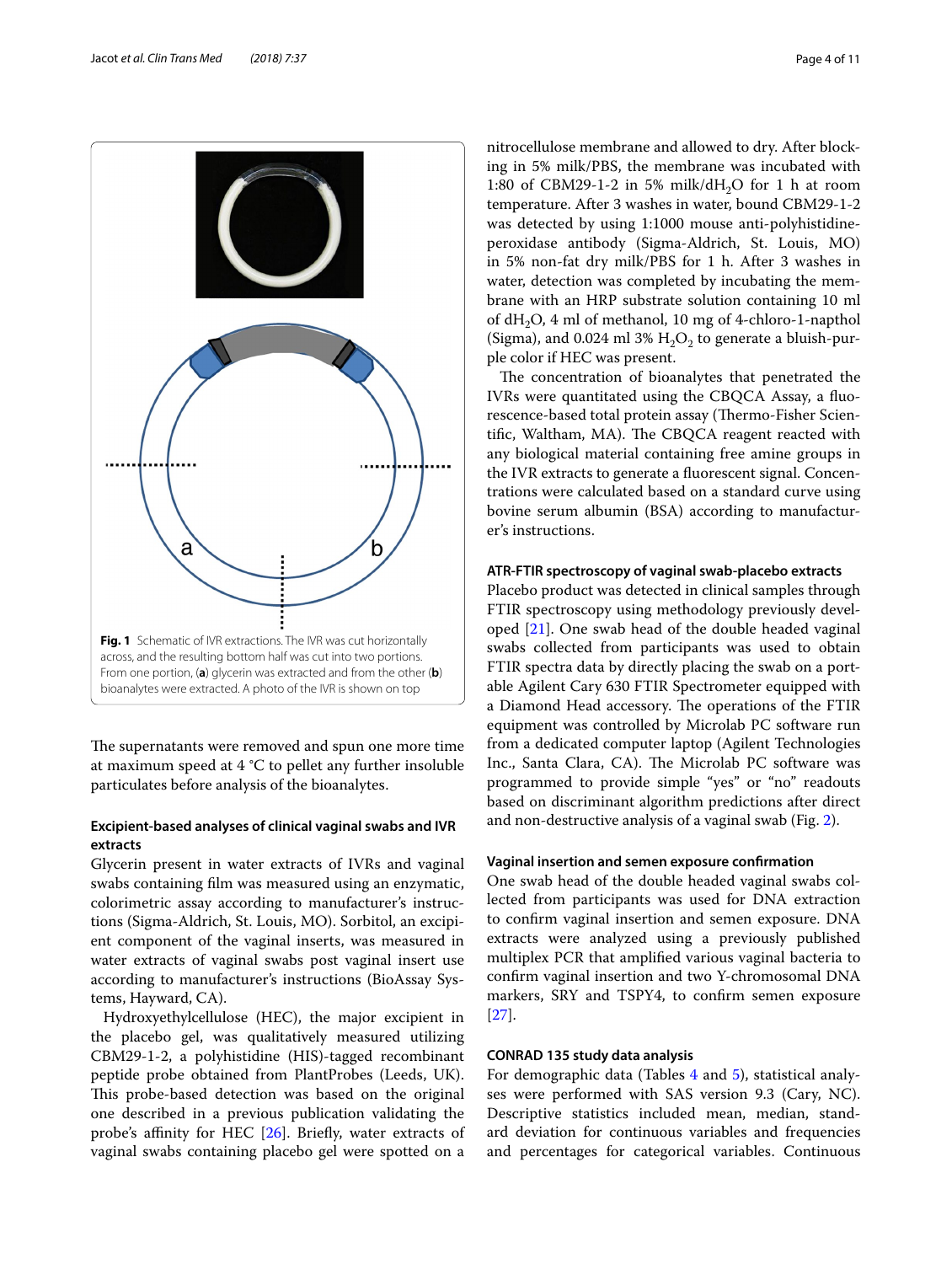Fig. 1 Schematic of IVR extractions. The IVR was cut horizontally across, and the resulting bottom half was cut into two portions. From one portion, (**a**) glycerin was extracted and from the other (**b**) bioanalytes were extracted. A photo of the IVR is shown on top

The supernatants were removed and spun one more time at maximum speed at 4 °C to pellet any further insoluble particulates before analysis of the bioanalytes.

### Excipient-based analyses of clinical vaginal swabs and IVR extracts

Glycerin present in water extracts of IVRs and vaginal swabs containing film was measured using an enzymatic, colorimetric assay according to manufacturer's instructions (Sigma-Aldrich, St. Louis, MO). Sorbitol, an excipient component of the vaginal inserts, was measured in water extracts of vaginal swabs post vaginal insert use according to manufacturer's instructions (BioAssay Systems, Hayward, CA).

Hydroxyethylcellulose (HEC), the major excipient in the placebo gel, was qualitatively measured utilizing CBM29-1-2, a polyhistidine (HIS)-tagged recombinant peptide probe obtained from PlantProbes (Leeds, UK). This probe-based detection was based on the original one described in a previous publication validating the probe's affinity for HEC [26]. Briefly, water extracts of vaginal swabs containing placebo gel were spotted on a nitrocellulose membrane and allowed to dry. After blocking in 5% milk/PBS, the membrane was incubated with 1:80 of CBM29-1-2 in 5% milk/d$H_2O$ for 1 h at room temperature. After 3 washes in water, bound CBM29-1-2 was detected by using 1:1000 mouse anti-polyhistidine-peroxidase antibody (Sigma-Aldrich, St. Louis, MO) in 5% non-fat dry milk/PBS for 1 h. After 3 washes in water, detection was completed by incubating the membrane with an HRP substrate solution containing 10 ml of d$H_2O$, 4 ml of methanol, 10 mg of 4-chloro-1-napthol (Sigma), and 0.024 ml 3% $H_2O_2$ to generate a bluish-purple color if HEC was present.

The concentration of bioanalytes that penetrated the IVRs were quantitated using the CBQCA Assay, a fluorescence-based total protein assay (Thermo-Fisher Scientific, Waltham, MA). The CBQCA reagent reacted with any biological material containing free amine groups in the IVR extracts to generate a fluorescent signal. Concentrations were calculated based on a standard curve using bovine serum albumin (BSA) according to manufacturer's instructions.

### ATR-FTIR spectroscopy of vaginal swab-placebo extracts

Placebo product was detected in clinical samples through FTIR spectroscopy using methodology previously developed [21]. One swab head of the double headed vaginal swabs collected from participants was used to obtain FTIR spectra data by directly placing the swab on a portable Agilent Cary 630 FTIR Spectrometer equipped with a Diamond Head accessory. The operations of the FTIR equipment was controlled by Microlab PC software run from a dedicated computer laptop (Agilent Technologies Inc., Santa Clara, CA). The Microlab PC software was programmed to provide simple "yes" or "no" readouts based on discriminant algorithm predictions after direct and non-destructive analysis of a vaginal swab (Fig. 2).

### Vaginal insertion and semen exposure confirmation

One swab head of the double headed vaginal swabs collected from participants was used for DNA extraction to confirm vaginal insertion and semen exposure. DNA extracts were analyzed using a previously published multiplex PCR that amplified various vaginal bacteria to confirm vaginal insertion and two Y-chromosomal DNA markers, SRY and TSPY4, to confirm semen exposure [27].

### CONRAD 135 study data analysis

For demographic data (Tables 4 and 5), statistical analyses were performed with SAS version 9.3 (Cary, NC). Descriptive statistics included mean, median, standard deviation for continuous variables and frequencies and percentages for categorical variables. Continuous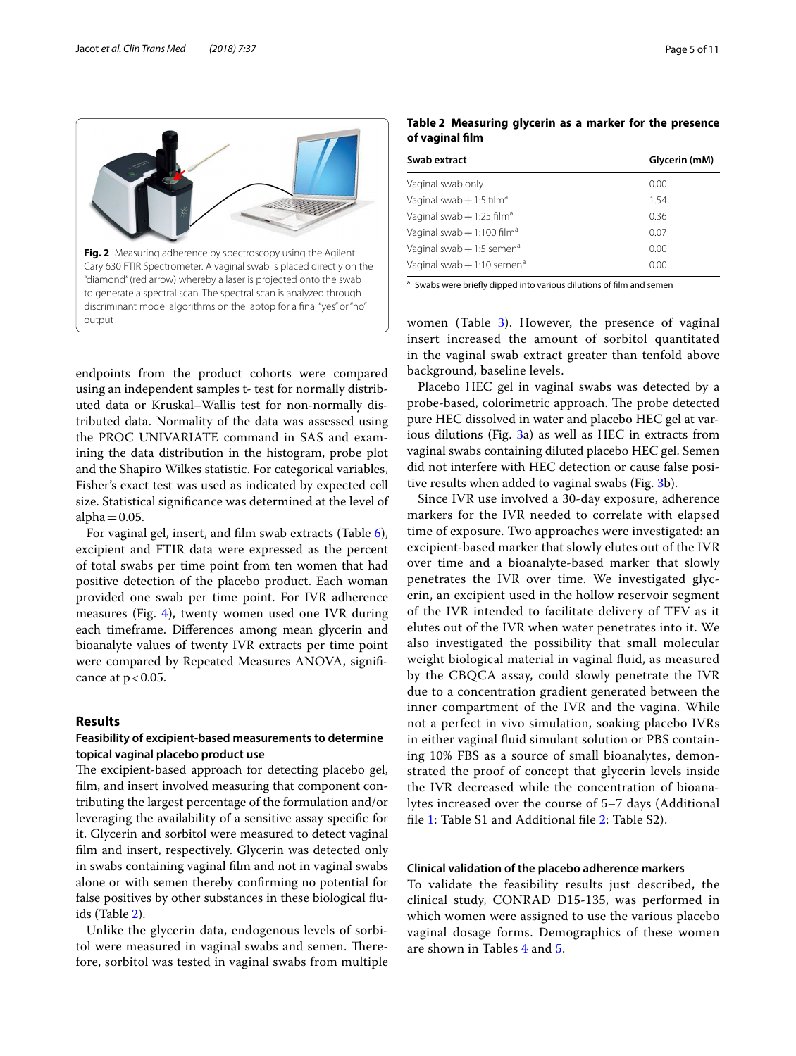Fig. 2 Measuring adherence by spectroscopy using the Agilent Cary 630 FTIR Spectrometer. A vaginal swab is placed directly on the "diamond" (red arrow) whereby a laser is projected onto the swab to generate a spectral scan. The spectral scan is analyzed through discriminant model algorithms on the laptop for a final "yes" or "no" output

endpoints from the product cohorts were compared using an independent samples t- test for normally distributed data or Kruskal–Wallis test for non-normally distributed data. Normality of the data was assessed using the PROC UNIVARIATE command in SAS and examining the data distribution in the histogram, probe plot and the Shapiro Wilkes statistic. For categorical variables, Fisher's exact test was used as indicated by expected cell size. Statistical significance was determined at the level of alpha = 0.05.

For vaginal gel, insert, and film swab extracts (Table 6), excipient and FTIR data were expressed as the percent of total swabs per time point from ten women that had positive detection of the placebo product. Each woman provided one swab per time point. For IVR adherence measures (Fig. 4), twenty women used one IVR during each timeframe. Differences among mean glycerin and bioanalyte values of twenty IVR extracts per time point were compared by Repeated Measures ANOVA, significance at $p < 0.05$.

## Results

### Feasibility of excipient-based measurements to determine topical vaginal placebo product use

The excipient-based approach for detecting placebo gel, film, and insert involved measuring that component contributing the largest percentage of the formulation and/or leveraging the availability of a sensitive assay specific for it. Glycerin and sorbitol were measured to detect vaginal film and insert, respectively. Glycerin was detected only in swabs containing vaginal film and not in vaginal swabs alone or with semen thereby confirming no potential for false positives by other substances in these biological fluids (Table 2).

**Table 2 Measuring glycerin as a marker for the presence of vaginal film**

| Swab extract | Glycerin (mM) |
|---|---|
| Vaginal swab only | 0.00 |
| Vaginal swab + 1:5 film[a] | 1.54 |
| Vaginal swab + 1:25 film[a] | 0.36 |
| Vaginal swab + 1:100 film[a] | 0.07 |
| Vaginal swab + 1:5 semen[a] | 0.00 |
| Vaginal swab + 1:10 semen[a] | 0.00 |

[a] Swabs were briefly dipped into various dilutions of film and semen

Unlike the glycerin data, endogenous levels of sorbitol were measured in vaginal swabs and semen. Therefore, sorbitol was tested in vaginal swabs from multiple women (Table 3). However, the presence of vaginal insert increased the amount of sorbitol quantitated in the vaginal swab extract greater than tenfold above background, baseline levels.

Placebo HEC gel in vaginal swabs was detected by a probe-based, colorimetric approach. The probe detected pure HEC dissolved in water and placebo HEC gel at various dilutions (Fig. 3a) as well as HEC in extracts from vaginal swabs containing diluted placebo HEC gel. Semen did not interfere with HEC detection or cause false positive results when added to vaginal swabs (Fig. 3b).

Since IVR use involved a 30-day exposure, adherence markers for the IVR needed to correlate with elapsed time of exposure. Two approaches were investigated: an excipient-based marker that slowly elutes out of the IVR over time and a bioanalyte-based marker that slowly penetrates the IVR over time. We investigated glycerin, an excipient used in the hollow reservoir segment of the IVR intended to facilitate delivery of TFV as it elutes out of the IVR when water penetrates into it. We also investigated the possibility that small molecular weight biological material in vaginal fluid, as measured by the CBQCA assay, could slowly penetrate the IVR due to a concentration gradient generated between the inner compartment of the IVR and the vagina. While not a perfect in vivo simulation, soaking placebo IVRs in either vaginal fluid simulant solution or PBS containing 10% FBS as a source of small bioanalytes, demonstrated the proof of concept that glycerin levels inside the IVR decreased while the concentration of bioanalytes increased over the course of 5–7 days (Additional file 1: Table S1 and Additional file 2: Table S2).

### Clinical validation of the placebo adherence markers

To validate the feasibility results just described, the clinical study, CONRAD D15-135, was performed in which women were assigned to use the various placebo vaginal dosage forms. Demographics of these women are shown in Tables 4 and 5.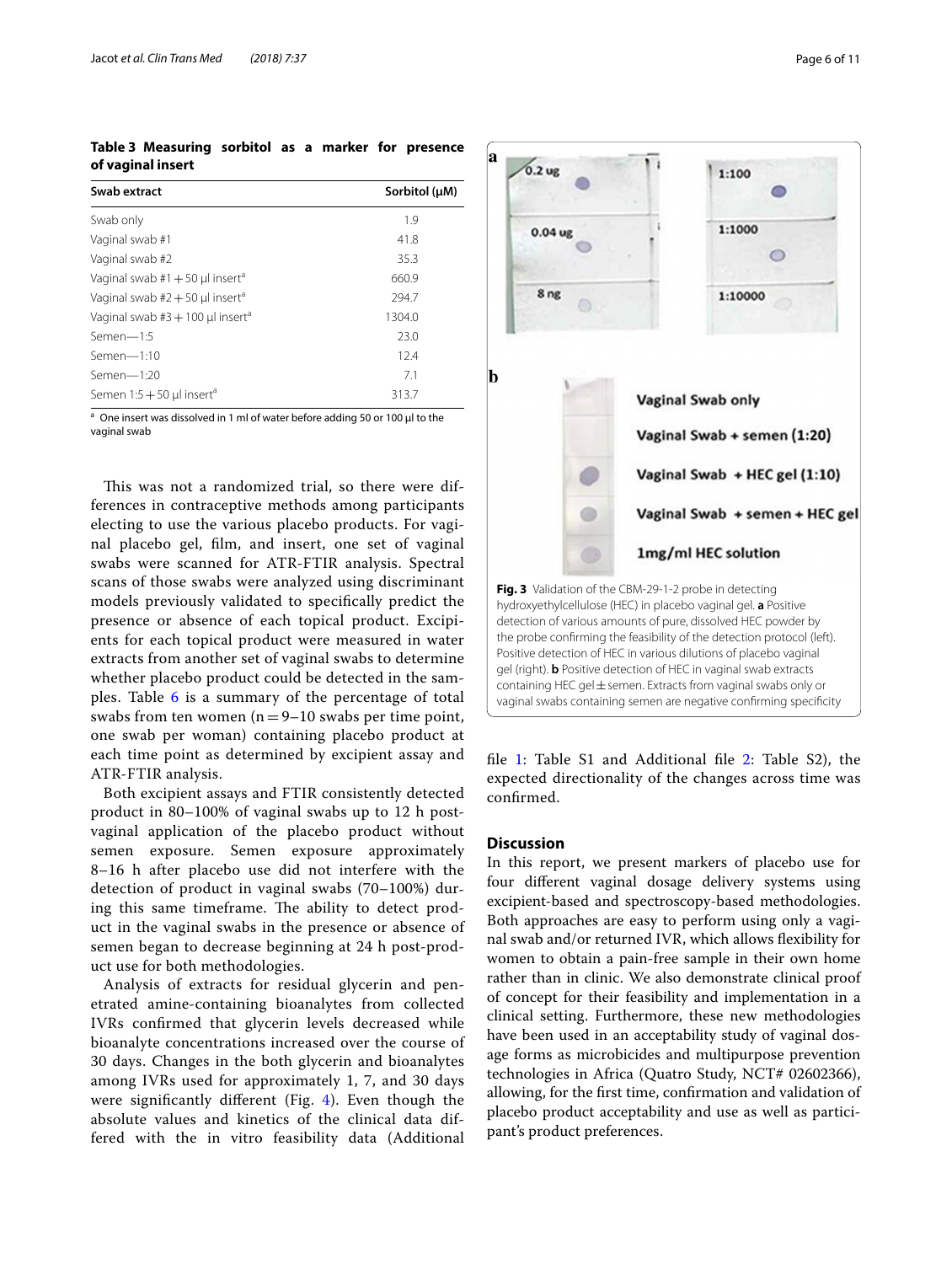**Table 3 Measuring sorbitol as a marker for presence of vaginal insert**

| Swab extract | Sorbitol (μM) |
|---|---|
| Swab only | 1.9 |
| Vaginal swab #1 | 41.8 |
| Vaginal swab #2 | 35.3 |
| Vaginal swab #1 + 50 μl insert[a] | 660.9 |
| Vaginal swab #2 + 50 μl insert[a] | 294.7 |
| Vaginal swab #3 + 100 μl insert[a] | 1304.0 |
| Semen—1:5 | 23.0 |
| Semen—1:10 | 12.4 |
| Semen—1:20 | 7.1 |
| Semen 1:5 + 50 μl insert[a] | 313.7 |

[a] One insert was dissolved in 1 ml of water before adding 50 or 100 μl to the vaginal swab

This was not a randomized trial, so there were differences in contraceptive methods among participants electing to use the various placebo products. For vaginal placebo gel, film, and insert, one set of vaginal swabs were scanned for ATR-FTIR analysis. Spectral scans of those swabs were analyzed using discriminant models previously validated to specifically predict the presence or absence of each topical product. Excipients for each topical product were measured in water extracts from another set of vaginal swabs to determine whether placebo product could be detected in the samples. Table 6 is a summary of the percentage of total swabs from ten women (n = 9–10 swabs per time point, one swab per woman) containing placebo product at each time point as determined by excipient assay and ATR-FTIR analysis.

Both excipient assays and FTIR consistently detected product in 80–100% of vaginal swabs up to 12 h post-vaginal application of the placebo product without semen exposure. Semen exposure approximately 8–16 h after placebo use did not interfere with the detection of product in vaginal swabs (70–100%) during this same timeframe. The ability to detect product in the vaginal swabs in the presence or absence of semen began to decrease beginning at 24 h post-product use for both methodologies.

Analysis of extracts for residual glycerin and penetrated amine-containing bioanalytes from collected IVRs confirmed that glycerin levels decreased while bioanalyte concentration increased over the course of 30 days. Changes in the both glycerin and bioanalytes among IVRs used for approximately 1, 7, and 30 days were significantly different (Fig. 4). Even though the absolute values and kinetics of the clinical data differed with the in vitro feasibility data (Additional file 1: Table S1 and Additional file 2: Table S2), the expected directionality of the changes across time was confirmed.

**Fig. 3** Validation of the CBM-29-1-2 probe in detecting hydroxyethylcellulose (HEC) in placebo vaginal gel. **a** Positive detection of various amounts of pure, dissolved HEC powder by the probe confirming the feasibility of the detection protocol (left). Positive detection of HEC in various dilutions of placebo vaginal gel (right). **b** Positive detection of HEC in vaginal swab extracts containing HEC gel ± semen. Extracts from vaginal swabs only or vaginal swabs containing semen are negative confirming specificity

## Discussion

In this report, we present markers of placebo use for four different vaginal dosage delivery systems using excipient-based and spectroscopy-based methodologies. Both approaches are easy to perform using only a vaginal swab and/or returned IVR, which allows flexibility for women to obtain a pain-free sample in their own home rather than in clinic. We also demonstrate clinical proof of concept for their feasibility and implementation in a clinical setting. Furthermore, these new methodologies have been used in an acceptability study of vaginal dosage forms as microbicides and multipurpose prevention technologies in Africa (Quatro Study, NCT# 02602366), allowing, for the first time, confirmation and validation of placebo product acceptability and use as well as participant's product preferences.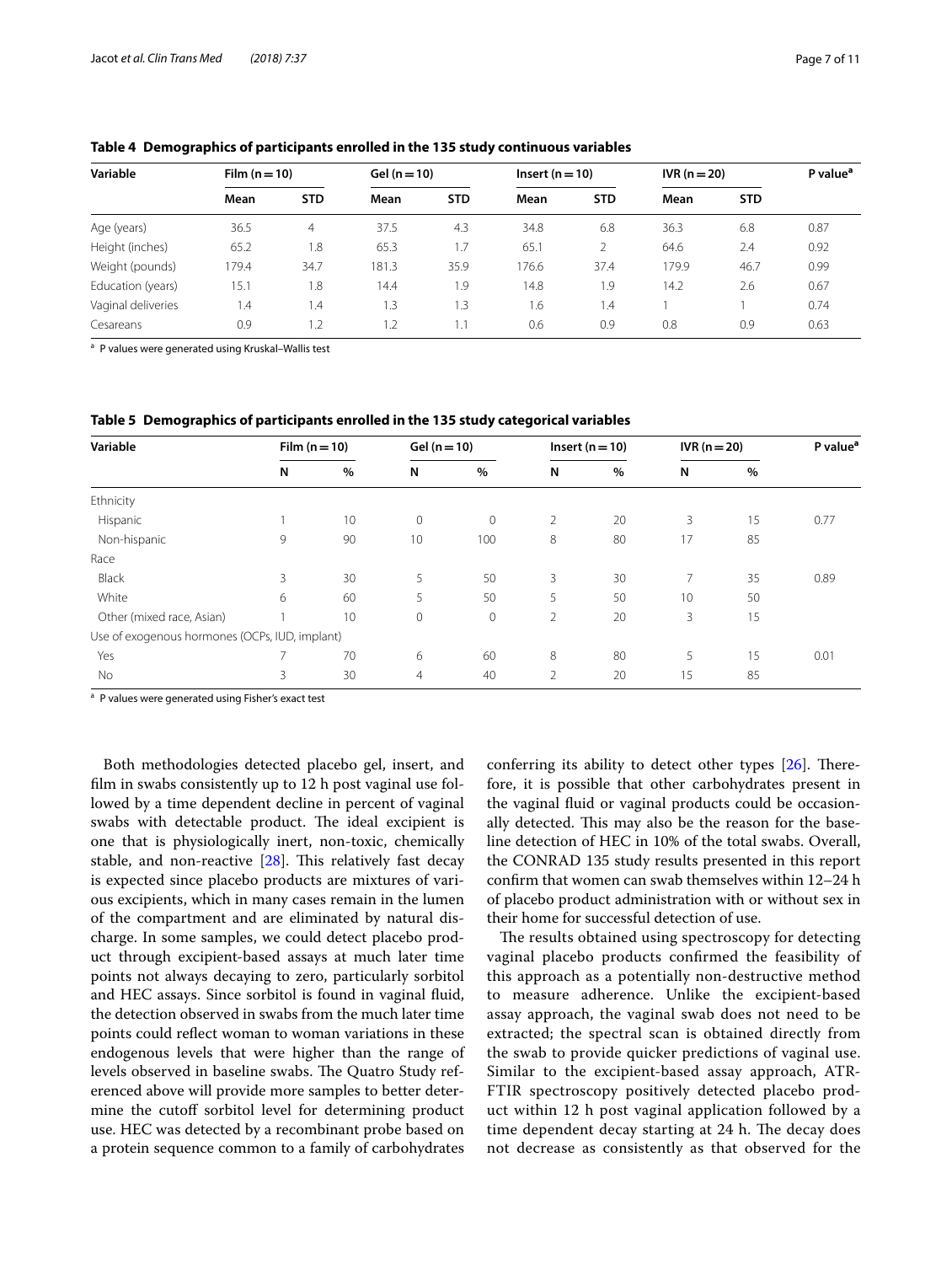**Table 4 Demographics of participants enrolled in the 135 study continuous variables**

| Variable | Film (n = 10) | | Gel (n = 10) | | Insert (n = 10) | | IVR (n = 20) | | P value[a] |
|---|---|---|---|---|---|---|---|---|---|
| | Mean | STD | Mean | STD | Mean | STD | Mean | STD | |
| Age (years) | 36.5 | 4 | 37.5 | 4.3 | 34.8 | 6.8 | 36.3 | 6.8 | 0.87 |
| Height (inches) | 65.2 | 1.8 | 65.3 | 1.7 | 65.1 | 2 | 64.6 | 2.4 | 0.92 |
| Weight (pounds) | 179.4 | 34.7 | 181.3 | 35.9 | 176.6 | 37.4 | 179.9 | 46.7 | 0.99 |
| Education (years) | 15.1 | 1.8 | 14.4 | 1.9 | 14.8 | 1.9 | 14.2 | 2.6 | 0.67 |
| Vaginal deliveries | 1.4 | 1.4 | 1.3 | 1.3 | 1.6 | 1.4 | 1 | 1 | 0.74 |
| Cesareans | 0.9 | 1.2 | 1.2 | 1.1 | 0.6 | 0.9 | 0.8 | 0.9 | 0.63 |

[a] P values were generated using Kruskal–Wallis test

**Table 5 Demographics of participants enrolled in the 135 study categorical variables**

| Variable | Film (n = 10) | | Gel (n = 10) | | Insert (n = 10) | | IVR (n = 20) | | P value[a] |
|---|---|---|---|---|---|---|---|---|---|
| | N | % | N | % | N | % | N | % | |
| Ethnicity | | | | | | | | | |
| Hispanic | 1 | 10 | 0 | 0 | 2 | 20 | 3 | 15 | 0.77 |
| Non-hispanic | 9 | 90 | 10 | 100 | 8 | 80 | 17 | 85 | |
| Race | | | | | | | | | |
| Black | 3 | 30 | 5 | 50 | 3 | 30 | 7 | 35 | 0.89 |
| White | 6 | 60 | 5 | 50 | 5 | 50 | 10 | 50 | |
| Other (mixed race, Asian) | 1 | 10 | 0 | 0 | 2 | 20 | 3 | 15 | |
| Use of exogenous hormones (OCPs, IUD, implant) | | | | | | | | | |
| Yes | 7 | 70 | 6 | 60 | 8 | 80 | 5 | 15 | 0.01 |
| No | 3 | 30 | 4 | 40 | 2 | 20 | 15 | 85 | |

[a] P values were generated using Fisher's exact test

Both methodologies detected placebo gel, insert, and film in swabs consistently up to 12 h post vaginal use followed by a time dependent decline in percent of vaginal swabs with detectable product. The ideal excipient is one that is physiologically inert, non-toxic, chemically stable, and non-reactive [28]. This relatively fast decay is expected since placebo products are mixtures of various excipients, which in many cases remain in the lumen of the compartment and are eliminated by natural discharge. In some samples, we could detect placebo product through excipient-based assays at much later time points not always decaying to zero, particularly sorbitol and HEC assays. Since sorbitol is found in vaginal fluid, the detection observed in swabs from the much later time points could reflect woman to woman variations in these endogenous levels that were higher than the range of levels observed in baseline swabs. The Quatro Study referenced above will provide more samples to better determine the cutoff sorbitol level for determining product use. HEC was detected by a recombinant probe based on a protein sequence common to a family of carbohydrates conferring its ability to detect other types [26]. Therefore, it is possible that other carbohydrates present in the vaginal fluid or vaginal products could be occasionally detected. This may also be the reason for the baseline detection of HEC in 10% of the total swabs. Overall, the CONRAD 135 study results presented in this report confirm that women can swab themselves within 12–24 h of placebo product administration with or without sex in their home for successful detection of use.

The results obtained using spectroscopy for detecting vaginal placebo products confirmed the feasibility of this approach as a potentially non-destructive method to measure adherence. Unlike the excipient-based assay approach, the vaginal swab does not need to be extracted; the spectral scan is obtained directly from the swab to provide quicker predictions of vaginal use. Similar to the excipient-based assay approach, ATR-FTIR spectroscopy positively detected placebo product within 12 h post vaginal application followed by a time dependent decay starting at 24 h. The decay does not decrease as consistently as that observed for the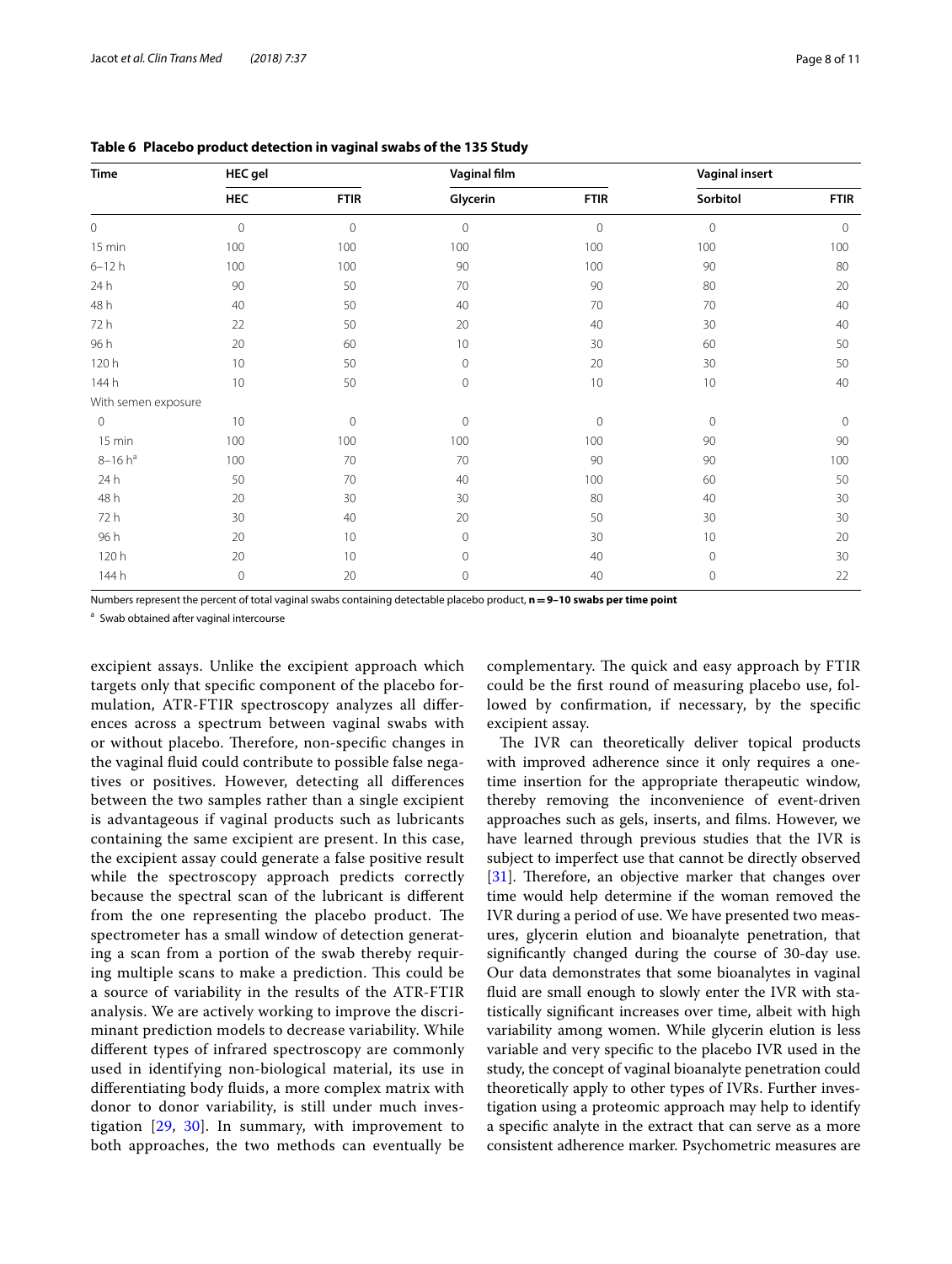**Table 6 Placebo product detection in vaginal swabs of the 135 Study**

| Time | HEC gel | | Vaginal film | | Vaginal insert | |
|---|---|---|---|---|---|---|
| | HEC | FTIR | Glycerin | FTIR | Sorbitol | FTIR |
| 0 | 0 | 0 | 0 | 0 | 0 | 0 |
| 15 min | 100 | 100 | 100 | 100 | 100 | 100 |
| 6–12 h | 100 | 100 | 90 | 100 | 90 | 80 |
| 24 h | 90 | 50 | 70 | 90 | 80 | 20 |
| 48 h | 40 | 50 | 40 | 70 | 70 | 40 |
| 72 h | 22 | 50 | 20 | 40 | 30 | 40 |
| 96 h | 20 | 60 | 10 | 30 | 60 | 50 |
| 120 h | 10 | 50 | 0 | 20 | 30 | 50 |
| 144 h | 10 | 50 | 0 | 10 | 10 | 40 |
| With semen exposure | | | | | | |
| 0 | 10 | 0 | 0 | 0 | 0 | 0 |
| 15 min | 100 | 100 | 100 | 100 | 90 | 90 |
| 8–16 h[a] | 100 | 70 | 70 | 90 | 90 | 100 |
| 24 h | 50 | 70 | 40 | 100 | 60 | 50 |
| 48 h | 20 | 30 | 30 | 80 | 40 | 30 |
| 72 h | 30 | 40 | 20 | 50 | 30 | 30 |
| 96 h | 20 | 10 | 0 | 30 | 10 | 20 |
| 120 h | 20 | 10 | 0 | 40 | 0 | 30 |
| 144 h | 0 | 20 | 0 | 40 | 0 | 22 |

Numbers represent the percent of total vaginal swabs containing detectable placebo product, **n = 9–10 swabs per time point**

[a] Swab obtained after vaginal intercourse

excipient assays. Unlike the excipient approach which targets only that specific component of the placebo formulation, ATR-FTIR spectroscopy analyzes all differences across a spectrum between vaginal swabs with or without placebo. Therefore, non-specific changes in the vaginal fluid could contribute to possible false negatives or positives. However, detecting all differences between the two samples rather than a single excipient is advantageous if vaginal products such as lubricants containing the same excipient are present. In this case, the excipient assay could generate a false positive result while the spectroscopy approach predicts correctly because the spectral scan of the lubricant is different from the one representing the placebo product. The spectrometer has a small window of detection generating a scan from a portion of the swab thereby requiring multiple scans to make a prediction. This could be a source of variability in the results of the ATR-FTIR analysis. We are actively working to improve the discriminant prediction models to decrease variability. While different types of infrared spectroscopy are commonly used in identifying non-biological material, its use in differentiating body fluids, a more complex matrix with donor to donor variability, is still under much investigation [29, 30]. In summary, with improvement to both approaches, the two methods can eventually be complementary. The quick and easy approach by FTIR could be the first round of measuring placebo use, followed by confirmation, if necessary, by the specific excipient assay.

The IVR can theoretically deliver topical products with improved adherence since it only requires a one-time insertion for the appropriate therapeutic window, thereby removing the inconvenience of event-driven approaches such as gels, inserts, and films. However, we have learned through previous studies that the IVR is subject to imperfect use that cannot be directly observed [31]. Therefore, an objective marker that changes over time would help determine if the woman removed the IVR during a period of use. We have presented two measures, glycerin elution and bioanalyte penetration, that significantly changed during the course of 30-day use. Our data demonstrates that some bioanalytes in vaginal fluid are small enough to slowly enter the IVR with statistically significant increases over time, albeit with high variability among women. While glycerin elution is less variable and very specific to the placebo IVR used in the study, the concept of vaginal bioanalyte penetration could theoretically apply to other types of IVRs. Further investigation using a proteomic approach may help to identify a specific analyte in the extract that can serve as a more consistent adherence marker. Psychometric measures are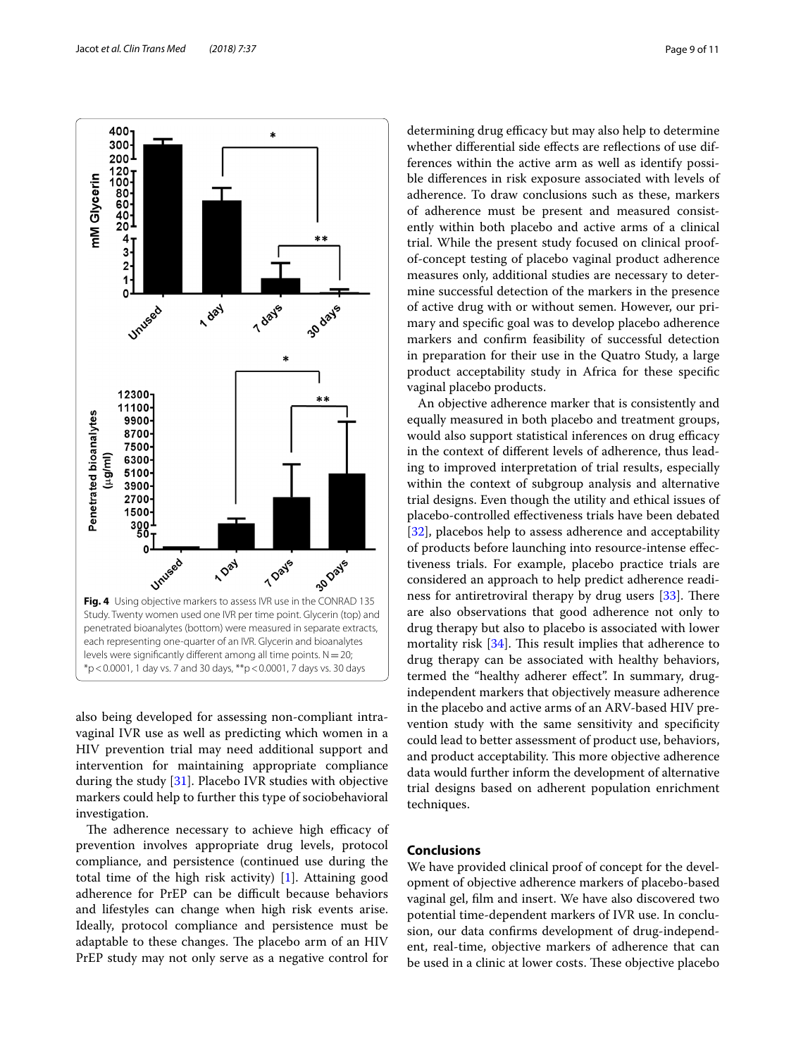**Fig. 4** Using objective markers to assess IVR use in the CONRAD 135 Study. Twenty women used one IVR per time point. Glycerin (top) and penetrated bioanalytes (bottom) were measured in separate extracts, each representing one-quarter of an IVR. Glycerin and bioanalytes levels were significantly different among all time points. N = 20; *p < 0.0001, 1 day vs. 7 and 30 days, **p < 0.0001, 7 days vs. 30 days

also being developed for assessing non-compliant intravaginal IVR use as well as predicting which women in a HIV prevention trial may need additional support and intervention for maintaining appropriate compliance during the study [31]. Placebo IVR studies with objective markers could help to further this type of sociobehavioral investigation.

The adherence necessary to achieve high efficacy of prevention involves appropriate drug levels, protocol compliance, and persistence (continued use during the total time of the high risk activity) [1]. Attaining good adherence for PrEP can be difficult because behaviors and lifestyles can change when high risk events arise. Ideally, protocol compliance and persistence must be adaptable to these changes. The placebo arm of an HIV PrEP study may not only serve as a negative control for determining drug efficacy but may also help to determine whether differential side effects are reflections of use differences within the active arm as well as identify possible differences in risk exposure associated with levels of adherence. To draw conclusions such as these, markers of adherence must be present and measured consistently within both placebo and active arms of a clinical trial. While the present study focused on clinical proof-of-concept testing of placebo vaginal product adherence measures only, additional studies are necessary to determine successful detection of the markers in the presence of active drug with or without semen. However, our primary and specific goal was to develop placebo adherence markers and confirm feasibility of successful detection in preparation for their use in the Quatro Study, a large product acceptability study in Africa for these specific vaginal placebo products.

An objective adherence marker that is consistently and equally measured in both placebo and treatment groups, would also support statistical inferences on drug efficacy in the context of different levels of adherence, thus leading to improved interpretation of trial results, especially within the context of subgroup analysis and alternative trial designs. Even though the utility and ethical issues of placebo-controlled effectiveness trials have been debated [32], placebos help to assess adherence and acceptability of products before launching into resource-intense effectiveness trials. For example, placebo practice trials are considered an approach to help predict adherence readiness for antiretroviral therapy by drug users [33]. There are also observations that good adherence not only to drug therapy but also to placebo is associated with lower mortality risk [34]. This result implies that adherence to drug therapy can be associated with healthy behaviors, termed the "healthy adherer effect". In summary, drug-independent markers that objectively measure adherence in the placebo and active arms of an ARV-based HIV prevention study with the same sensitivity and specificity could lead to better assessment of product use, behaviors, and product acceptability. This more objective adherence data would further inform the development of alternative trial designs based on adherent population enrichment techniques.

## Conclusions

We have provided clinical proof of concept for the development of objective adherence markers of placebo-based vaginal gel, film and insert. We have also discovered two potential time-dependent markers of IVR use. In conclusion, our data confirms development of drug-independent, real-time, objective markers of adherence that can be used in a clinic at lower costs. These objective placebo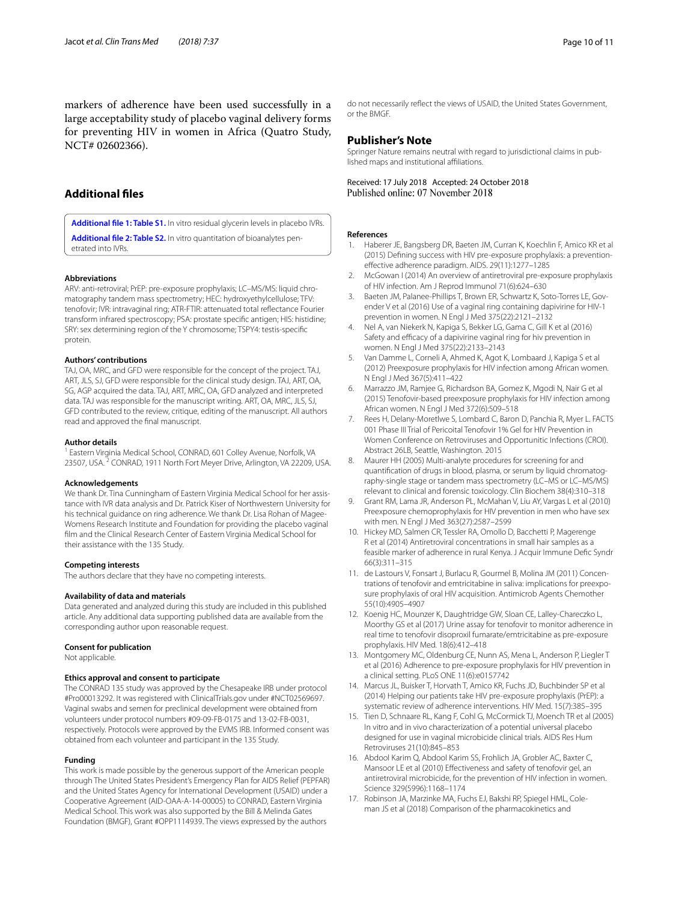markers of adherence have been used successfully in a large acceptability study of placebo vaginal delivery forms for preventing HIV in women in Africa (Quatro Study, NCT# 02602366).

## Additional files

**Additional file 1: Table S1.** In vitro residual glycerin levels in placebo IVRs.

**Additional file 2: Table S2.** In vitro quantitation of bioanalytes penetrated into IVRs.

#### Abbreviations

ARV: anti-retroviral; PrEP: pre-exposure prophylaxis; LC–MS/MS: liquid chromatography tandem mass spectrometry; HEC: hydroxyethylcellulose; TFV: tenofovir; IVR: intravaginal ring; ATR-FTIR: attenuated total reflectance Fourier transform infrared spectroscopy; PSA: prostate specific antigen; HIS: histidine; SRY: sex determining region of the Y chromosome; TSPY4: testis-specific protein.

#### Authors' contributions

TAJ, OA, MRC, and GFD were responsible for the concept of the project. TAJ, ART, JLS, SJ, GFD were responsible for the clinical study design. TAJ, ART, OA, SG, AGP acquired the data. TAJ, ART, MRC, OA, GFD analyzed and interpreted data. TAJ was responsible for the manuscript writing. ART, OA, MRC, JLS, SJ, GFD contributed to the review, critique, editing of the manuscript. All authors read and approved the final manuscript.

#### Author details

[1] Eastern Virginia Medical School, CONRAD, 601 Colley Avenue, Norfolk, VA 23507, USA. [2] CONRAD, 1911 North Fort Meyer Drive, Arlington, VA 22209, USA.

#### Acknowledgements

We thank Dr. Tina Cunningham of Eastern Virginia Medical School for her assistance with IVR data analysis and Dr. Patrick Kiser of Northwestern University for his technical guidance on ring adherence. We thank Dr. Lisa Rohan of Magee-Womens Research Institute and Foundation for providing the placebo vaginal film and the Clinical Research Center of Eastern Virginia Medical School for their assistance with the 135 Study.

#### Competing interests

The authors declare that they have no competing interests.

#### Availability of data and materials

Data generated and analyzed during this study are included in this published article. Any additional data supporting published data are available from the corresponding author upon reasonable request.

#### Consent for publication

Not applicable.

#### Ethics approval and consent to participate

The CONRAD 135 study was approved by the Chesapeake IRB under protocol #Pro00013292. It was registered with ClinicalTrials.gov under #NCT02569697. Vaginal swabs and semen for preclinical development were obtained from volunteers under protocol numbers #09-09-FB-0175 and 13-02-FB-0031, respectively. Protocols were approved by the EVMS IRB. Informed consent was obtained from each volunteer and participant in the 135 Study.

#### Funding

This work is made possible by the generous support of the American people through The United States President's Emergency Plan for AIDS Relief (PEPFAR) and the United States Agency for International Development (USAID) under a Cooperative Agreement (AID-OAA-A-14-00005) to CONRAD, Eastern Virginia Medical School. This work was also supported by the Bill & Melinda Gates Foundation (BMGF), Grant #OPP1114939. The views expressed by the authors do not necessarily reflect the views of USAID, the United States Government, or the BMGF.

## Publisher's Note

Springer Nature remains neutral with regard to jurisdictional claims in published maps and institutional affiliations.

Received: 17 July 2018 Accepted: 24 October 2018
Published online: 07 November 2018

#### References

1. Haberer JE, Bangsberg DR, Baeten JM, Curran K, Koechlin F, Amico KR et al (2015) Defining success with HIV pre-exposure prophylaxis: a prevention-effective adherence paradigm. AIDS. 29(11):1277–1285
2. McGowan I (2014) An overview of antiretroviral pre-exposure prophylaxis of HIV infection. Am J Reprod Immunol 71(6):624–630
3. Baeten JM, Palanee-Phillips T, Brown ER, Schwartz K, Soto-Torres LE, Govender V et al (2016) Use of a vaginal ring containing dapivirine for HIV-1 prevention in women. N Engl J Med 375(22):2121–2132
4. Nel A, van Niekerk N, Kapiga S, Bekker LG, Gama C, Gill K et al (2016) Safety and efficacy of a dapivirine vaginal ring for hiv prevention in women. N Engl J Med 375(22):2133–2143
5. Van Damme L, Corneli A, Ahmed K, Agot K, Lombaard J, Kapiga S et al (2012) Preexposure prophylaxis for HIV infection among African women. N Engl J Med 367(5):411–422
6. Marrazzo JM, Ramjee G, Richardson BA, Gomez K, Mgodi N, Nair G et al (2015) Tenofovir-based preexposure prophylaxis for HIV infection among African women. N Engl J Med 372(6):509–518
7. Rees H, Delany-Moretlwe S, Lombard C, Baron D, Panchia R, Myer L. FACTS 001 Phase III Trial of Pericoital Tenofovir 1% Gel for HIV Prevention in Women Conference on Retroviruses and Opportunitic Infections (CROI). Abstract 26LB, Seattle, Washington. 2015
8. Maurer HH (2005) Multi-analyte procedures for screening for and quantification of drugs in blood, plasma, or serum by liquid chromatography-single stage or tandem mass spectrometry (LC–MS or LC–MS/MS) relevant to clinical and forensic toxicology. Clin Biochem 38(4):310–318
9. Grant RM, Lama JR, Anderson PL, McMahan V, Liu AY, Vargas L et al (2010) Preexposure chemoprophylaxis for HIV prevention in men who have sex with men. N Engl J Med 363(27):2587–2599
10. Hickey MD, Salmen CR, Tessler RA, Omollo D, Bacchetti P, Magerenge R et al (2014) Antiretroviral concentrations in small hair samples as a feasible marker of adherence in rural Kenya. J Acquir Immune Defic Syndr 66(3):311–315
11. de Lastours V, Fonsart J, Burlacu R, Gourmel B, Molina JM (2011) Concentrations of tenofovir and emtricitabine in saliva: implications for preexposure prophylaxis of oral HIV acquisition. Antimicrob Agents Chemother 55(10):4905–4907
12. Koenig HC, Mounzer K, Daughtridge GW, Sloan CE, Lalley-Chareczko L, Moorthy GS et al (2017) Urine assay for tenofovir to monitor adherence in real time to tenofovir disoproxil fumarate/emtricitabine as pre-exposure prophylaxis. HIV Med. 18(6):412–418
13. Montgomery MC, Oldenburg CE, Nunn AS, Mena L, Anderson P, Liegler T et al (2016) Adherence to pre-exposure prophylaxis for HIV prevention in a clinical setting. PLoS ONE 11(6):e0157742
14. Marcus JL, Buisker T, Horvath T, Amico KR, Fuchs JD, Buchbinder SP et al (2014) Helping our patients take HIV pre-exposure prophylaxis (PrEP): a systematic review of adherence interventions. HIV Med. 15(7):385–395
15. Tien D, Schnaare RL, Kang F, Cohl G, McCormick TJ, Moench TR et al (2005) In vitro and in vivo characterization of a potential universal placebo designed for use in vaginal microbicide clinical trials. AIDS Res Hum Retroviruses 21(10):845–853
16. Abdool Karim Q, Abdool Karim SS, Frohlich JA, Grobler AC, Baxter C, Mansoor LE et al (2010) Effectiveness and safety of tenofovir gel, an antiretroviral microbicide, for the prevention of HIV infection in women. Science 329(5996):1168–1174
17. Robinson JA, Marzinke MA, Fuchs EJ, Bakshi RP, Spiegel HML, Coleman JS et al (2018) Comparison of the pharmacokinetics and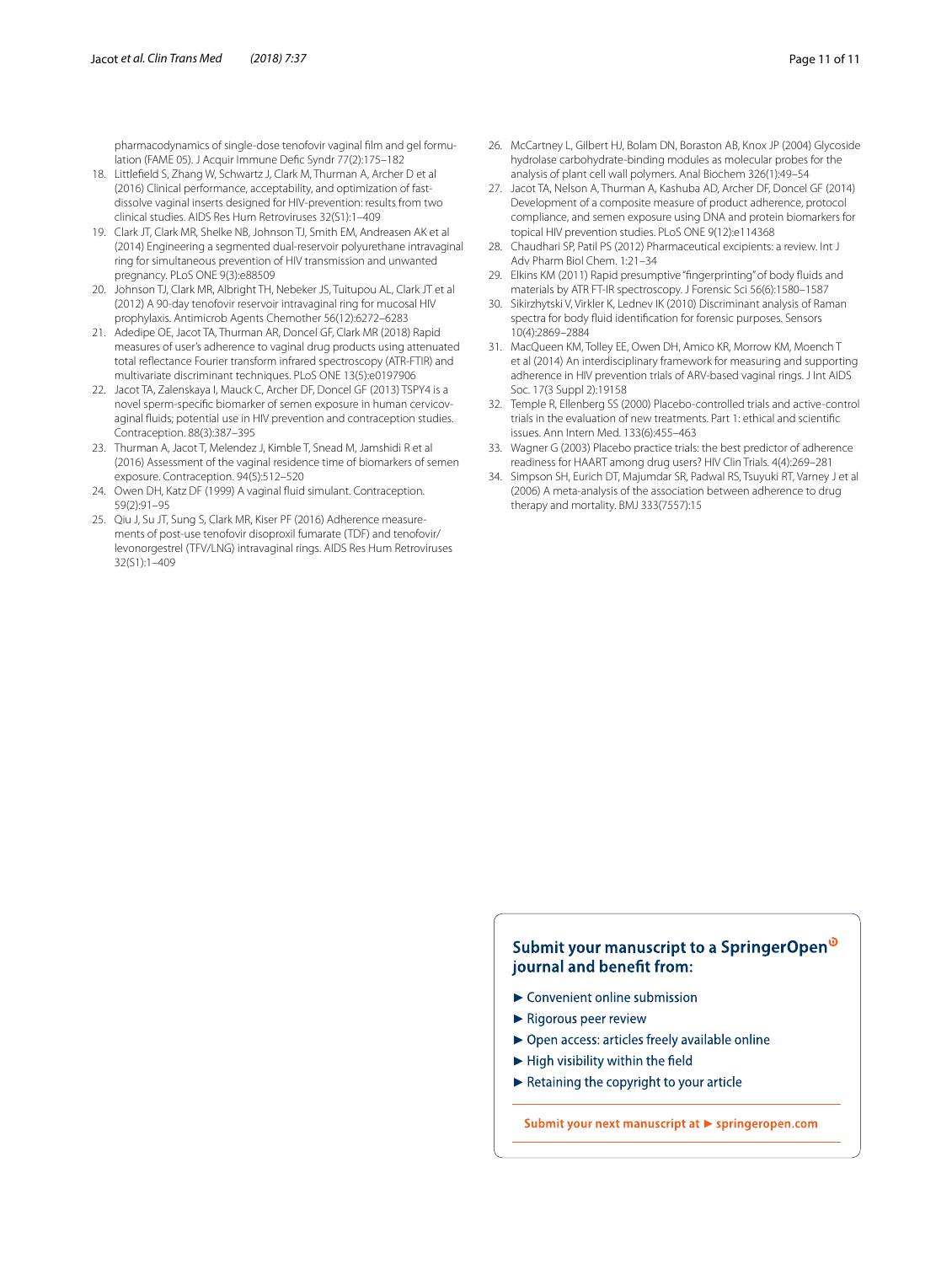pharmacodynamics of single-dose tenofovir vaginal film and gel formulation (FAME 05). J Acquir Immune Defic Syndr 77(2):175–182

18. Littlefield S, Zhang W, Schwartz J, Clark M, Thurman A, Archer D et al (2016) Clinical performance, acceptability, and optimization of fast-dissolve vaginal inserts designed for HIV-prevention: results from two clinical studies. AIDS Res Hum Retroviruses 32(S1):1–409
19. Clark JT, Clark MR, Shelke NB, Johnson TJ, Smith EM, Andreasen AK et al (2014) Engineering a segmented dual-reservoir polyurethane intravaginal ring for simultaneous prevention of HIV transmission and unwanted pregnancy. PLoS ONE 9(3):e88509
20. Johnson TJ, Clark MR, Albright TH, Nebeker JS, Tuitupou AL, Clark JT et al (2012) A 90-day tenofovir reservoir intravaginal ring for mucosal HIV prophylaxis. Antimicrob Agents Chemother 56(12):6272–6283
21. Adedipe OE, Jacot TA, Thurman AR, Doncel GF, Clark MR (2018) Rapid measures of user's adherence to vaginal drug products using attenuated total reflectance Fourier transform infrared spectroscopy (ATR-FTIR) and multivariate discriminant techniques. PLoS ONE 13(5):e0197906
22. Jacot TA, Zalenskaya I, Mauck C, Archer DF, Doncel GF (2013) TSPY4 is a novel sperm-specific biomarker of semen exposure in human cervicovaginal fluids; potential use in HIV prevention and contraception studies. Contraception. 88(3):387–395
23. Thurman A, Jacot T, Melendez J, Kimble T, Snead M, Jamshidi R et al (2016) Assessment of the vaginal residence time of biomarkers of semen exposure. Contraception. 94(5):512–520
24. Owen DH, Katz DF (1999) A vaginal fluid simulant. Contraception. 59(2):91–95
25. Qiu J, Su JT, Sung S, Clark MR, Kiser PF (2016) Adherence measurements of post-use tenofovir disoproxil fumarate (TDF) and tenofovir/levonorgestrel (TFV/LNG) intravaginal rings. AIDS Res Hum Retroviruses 32(S1):1–409
26. McCartney L, Gilbert HJ, Bolam DN, Boraston AB, Knox JP (2004) Glycoside hydrolase carbohydrate-binding modules as molecular probes for the analysis of plant cell wall polymers. Anal Biochem 326(1):49–54
27. Jacot TA, Nelson A, Thurman A, Kashuba AD, Archer DF, Doncel GF (2014) Development of a composite measure of product adherence, protocol compliance, and semen exposure using DNA and protein biomarkers for topical HIV prevention studies. PLoS ONE 9(12):e114368
28. Chaudhari SP, Patil PS (2012) Pharmaceutical excipients: a review. Int J Adv Pharm Biol Chem. 1:21–34
29. Elkins KM (2011) Rapid presumptive "fingerprinting" of body fluids and materials by ATR FT-IR spectroscopy. J Forensic Sci 56(6):1580–1587
30. Sikirzhytski V, Virkler K, Lednev IK (2010) Discriminant analysis of Raman spectra for body fluid identification for forensic purposes. Sensors 10(4):2869–2884
31. MacQueen KM, Tolley EE, Owen DH, Amico KR, Morrow KM, Moench T et al (2014) An interdisciplinary framework for measuring and supporting adherence in HIV prevention trials of ARV-based vaginal rings. J Int AIDS Soc. 17(3 Suppl 2):19158
32. Temple R, Ellenberg SS (2000) Placebo-controlled trials and active-control trials in the evaluation of new treatments. Part 1: ethical and scientific issues. Ann Intern Med. 133(6):455–463
33. Wagner G (2003) Placebo practice trials: the best predictor of adherence readiness for HAART among drug users? HIV Clin Trials. 4(4):269–281
34. Simpson SH, Eurich DT, Majumdar SR, Padwal RS, Tsuyuki RT, Varney J et al (2006) A meta-analysis of the association between adherence to drug therapy and mortality. BMJ 333(7557):15